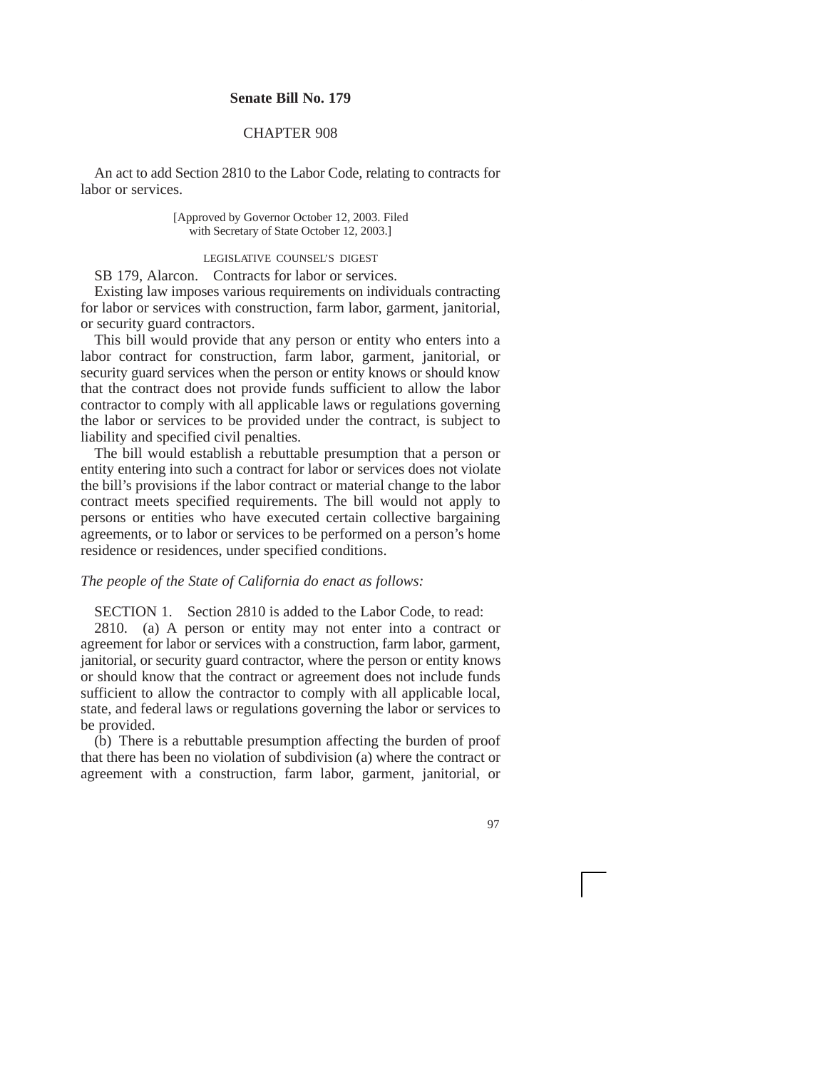**Senate Bill No. 179**

CHAPTER 908

An act to add Section 2810 to the Labor Code, relating to contracts for labor or services.

[Approved by Governor October 12, 2003. Filed with Secretary of State October 12, 2003.]

LEGISLATIVE COUNSEL'S DIGEST

SB 179, Alarcon. Contracts for labor or services.

Existing law imposes various requirements on individuals contracting for labor or services with construction, farm labor, garment, janitorial, or security guard contractors.

This bill would provide that any person or entity who enters into a labor contract for construction, farm labor, garment, janitorial, or security guard services when the person or entity knows or should know that the contract does not provide funds sufficient to allow the labor contractor to comply with all applicable laws or regulations governing the labor or services to be provided under the contract, is subject to liability and specified civil penalties.

The bill would establish a rebuttable presumption that a person or entity entering into such a contract for labor or services does not violate the bill's provisions if the labor contract or material change to the labor contract meets specified requirements. The bill would not apply to persons or entities who have executed certain collective bargaining agreements, or to labor or services to be performed on a person's home residence or residences, under specified conditions.

*The people of the State of California do enact as follows:*

SECTION 1. Section 2810 is added to the Labor Code, to read:

2810. (a) A person or entity may not enter into a contract or agreement for labor or services with a construction, farm labor, garment, janitorial, or security guard contractor, where the person or entity knows or should know that the contract or agreement does not include funds sufficient to allow the contractor to comply with all applicable local, state, and federal laws or regulations governing the labor or services to be provided.

(b) There is a rebuttable presumption affecting the burden of proof that there has been no violation of subdivision (a) where the contract or agreement with a construction, farm labor, garment, janitorial, or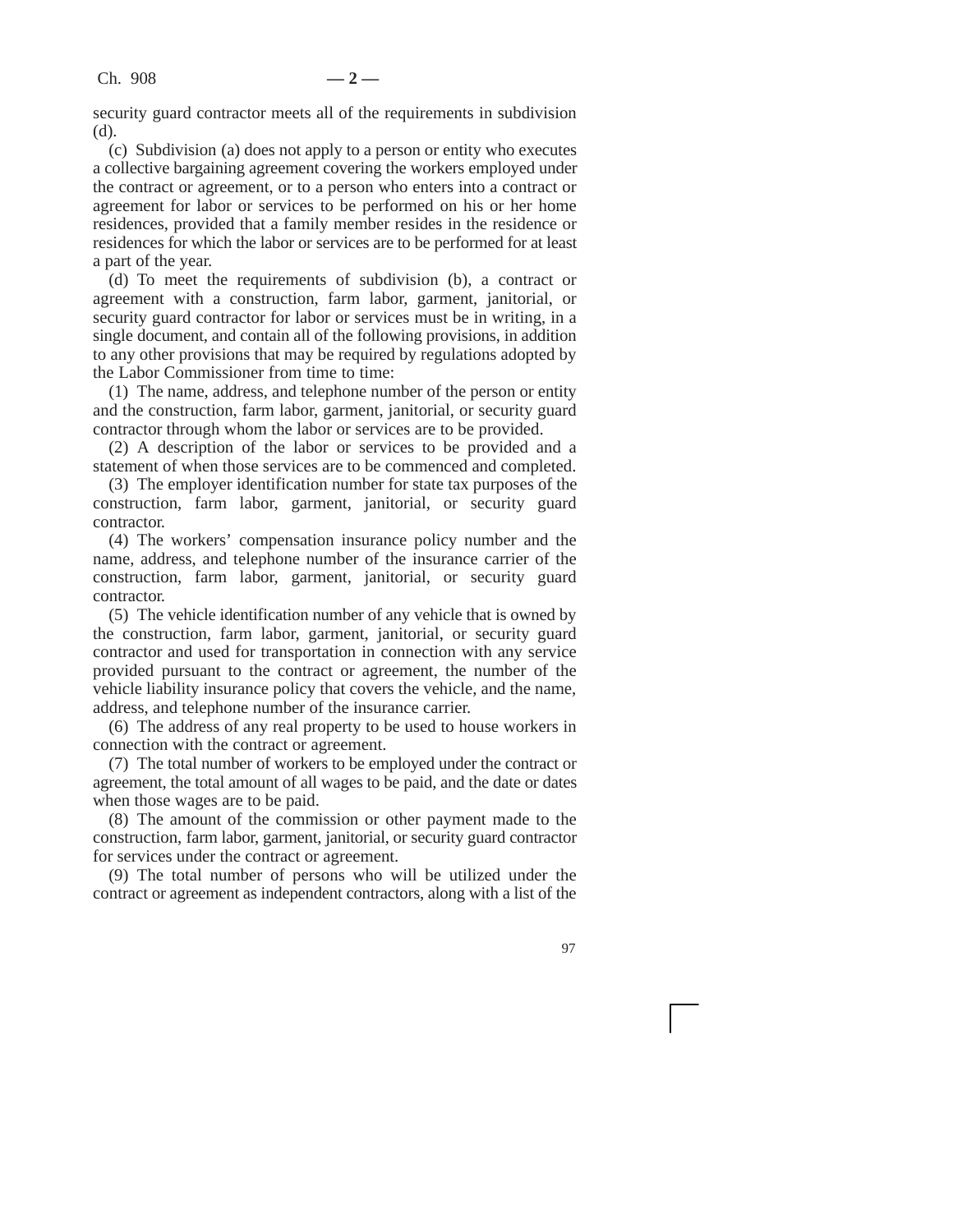security guard contractor meets all of the requirements in subdivision (d).

(c) Subdivision (a) does not apply to a person or entity who executes a collective bargaining agreement covering the workers employed under the contract or agreement, or to a person who enters into a contract or agreement for labor or services to be performed on his or her home residences, provided that a family member resides in the residence or residences for which the labor or services are to be performed for at least a part of the year.

(d) To meet the requirements of subdivision (b), a contract or agreement with a construction, farm labor, garment, janitorial, or security guard contractor for labor or services must be in writing, in a single document, and contain all of the following provisions, in addition to any other provisions that may be required by regulations adopted by the Labor Commissioner from time to time:

(1) The name, address, and telephone number of the person or entity and the construction, farm labor, garment, janitorial, or security guard contractor through whom the labor or services are to be provided.

(2) A description of the labor or services to be provided and a statement of when those services are to be commenced and completed.

(3) The employer identification number for state tax purposes of the construction, farm labor, garment, janitorial, or security guard contractor.

(4) The workers' compensation insurance policy number and the name, address, and telephone number of the insurance carrier of the construction, farm labor, garment, janitorial, or security guard contractor.

(5) The vehicle identification number of any vehicle that is owned by the construction, farm labor, garment, janitorial, or security guard contractor and used for transportation in connection with any service provided pursuant to the contract or agreement, the number of the vehicle liability insurance policy that covers the vehicle, and the name, address, and telephone number of the insurance carrier.

(6) The address of any real property to be used to house workers in connection with the contract or agreement.

(7) The total number of workers to be employed under the contract or agreement, the total amount of all wages to be paid, and the date or dates when those wages are to be paid.

(8) The amount of the commission or other payment made to the construction, farm labor, garment, janitorial, or security guard contractor for services under the contract or agreement.

(9) The total number of persons who will be utilized under the contract or agreement as independent contractors, along with a list of the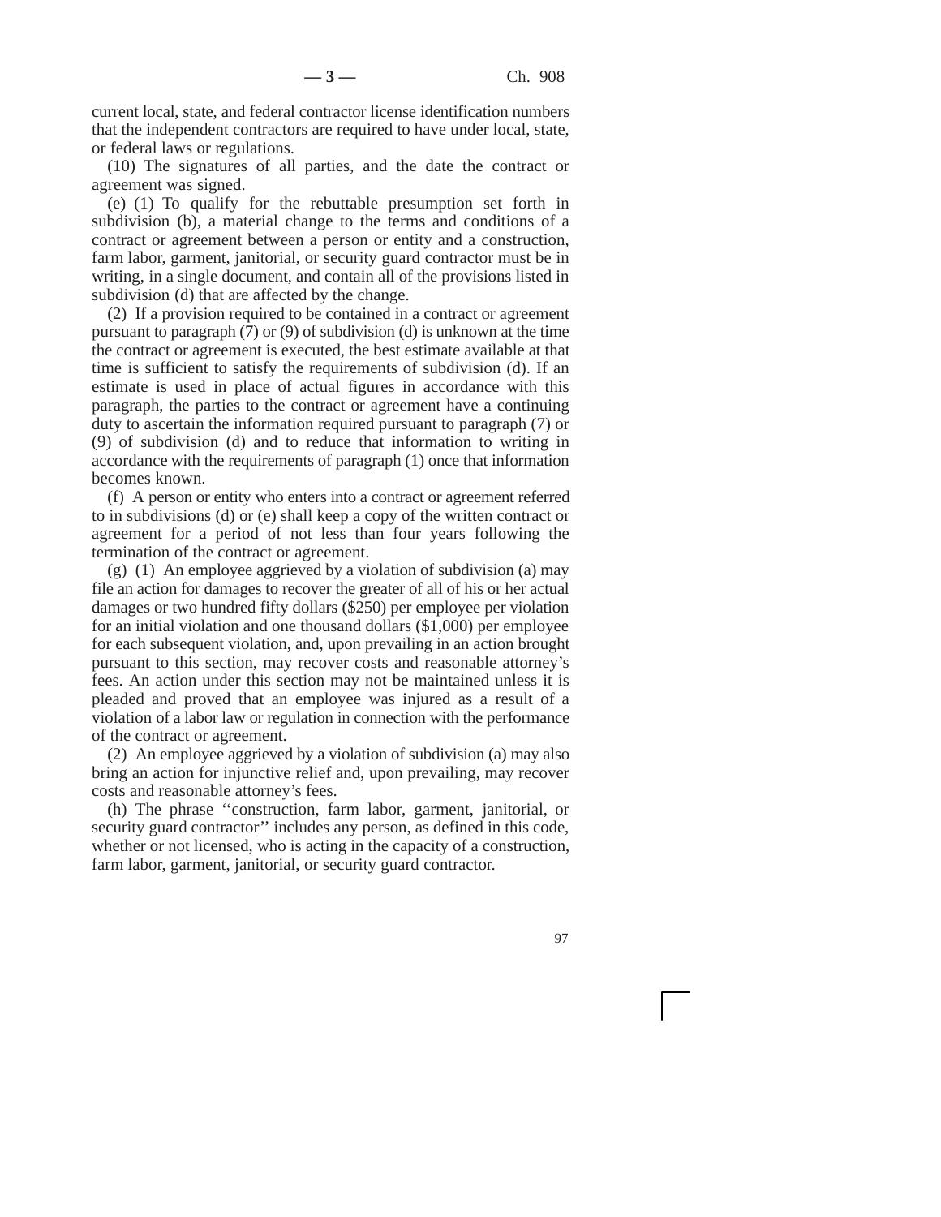current local, state, and federal contractor license identification numbers that the independent contractors are required to have under local, state, or federal laws or regulations.

(10) The signatures of all parties, and the date the contract or agreement was signed.

(e) (1) To qualify for the rebuttable presumption set forth in subdivision (b), a material change to the terms and conditions of a contract or agreement between a person or entity and a construction, farm labor, garment, janitorial, or security guard contractor must be in writing, in a single document, and contain all of the provisions listed in subdivision (d) that are affected by the change.

(2) If a provision required to be contained in a contract or agreement pursuant to paragraph (7) or (9) of subdivision (d) is unknown at the time the contract or agreement is executed, the best estimate available at that time is sufficient to satisfy the requirements of subdivision (d). If an estimate is used in place of actual figures in accordance with this paragraph, the parties to the contract or agreement have a continuing duty to ascertain the information required pursuant to paragraph (7) or (9) of subdivision (d) and to reduce that information to writing in accordance with the requirements of paragraph (1) once that information becomes known.

(f) A person or entity who enters into a contract or agreement referred to in subdivisions (d) or (e) shall keep a copy of the written contract or agreement for a period of not less than four years following the termination of the contract or agreement.

(g) (1) An employee aggrieved by a violation of subdivision (a) may file an action for damages to recover the greater of all of his or her actual damages or two hundred fifty dollars ($250) per employee per violation for an initial violation and one thousand dollars ($1,000) per employee for each subsequent violation, and, upon prevailing in an action brought pursuant to this section, may recover costs and reasonable attorney's fees. An action under this section may not be maintained unless it is pleaded and proved that an employee was injured as a result of a violation of a labor law or regulation in connection with the performance of the contract or agreement.

(2) An employee aggrieved by a violation of subdivision (a) may also bring an action for injunctive relief and, upon prevailing, may recover costs and reasonable attorney's fees.

(h) The phrase ''construction, farm labor, garment, janitorial, or security guard contractor'' includes any person, as defined in this code, whether or not licensed, who is acting in the capacity of a construction, farm labor, garment, janitorial, or security guard contractor.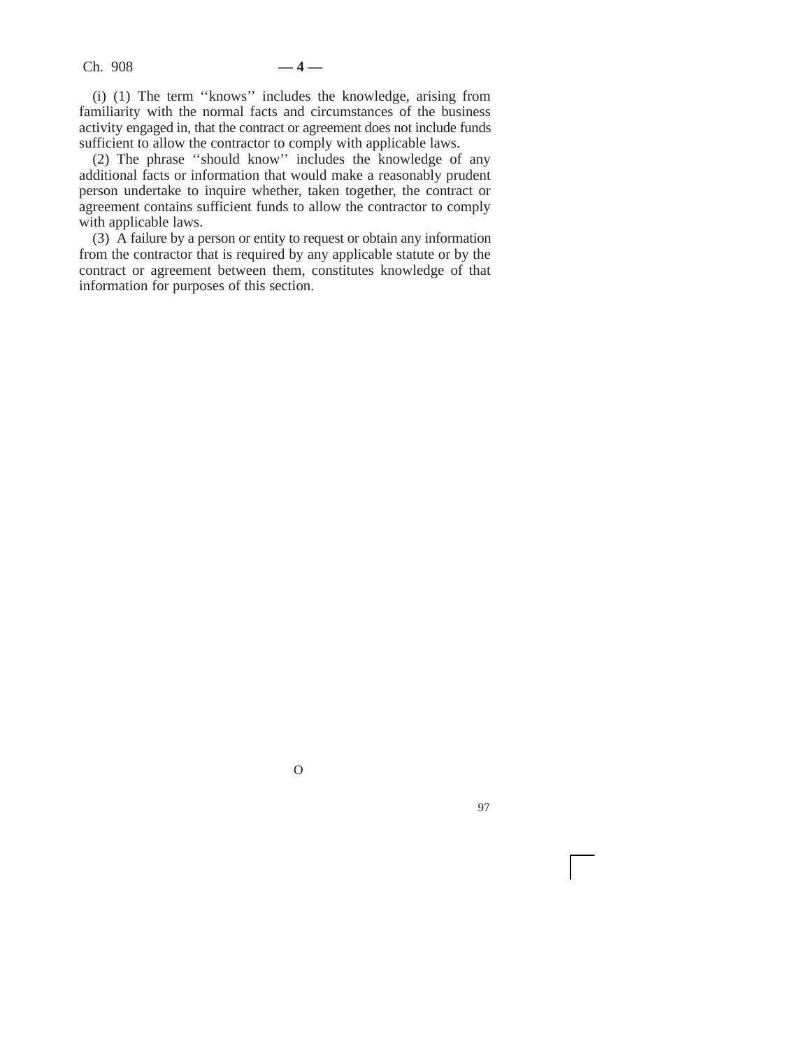(i) (1) The term ''knows'' includes the knowledge, arising from familiarity with the normal facts and circumstances of the business activity engaged in, that the contract or agreement does not include funds sufficient to allow the contractor to comply with applicable laws.

(2) The phrase ''should know'' includes the knowledge of any additional facts or information that would make a reasonably prudent person undertake to inquire whether, taken together, the contract or agreement contains sufficient funds to allow the contractor to comply with applicable laws.

(3) A failure by a person or entity to request or obtain any information from the contractor that is required by any applicable statute or by the contract or agreement between them, constitutes knowledge of that information for purposes of this section.

O